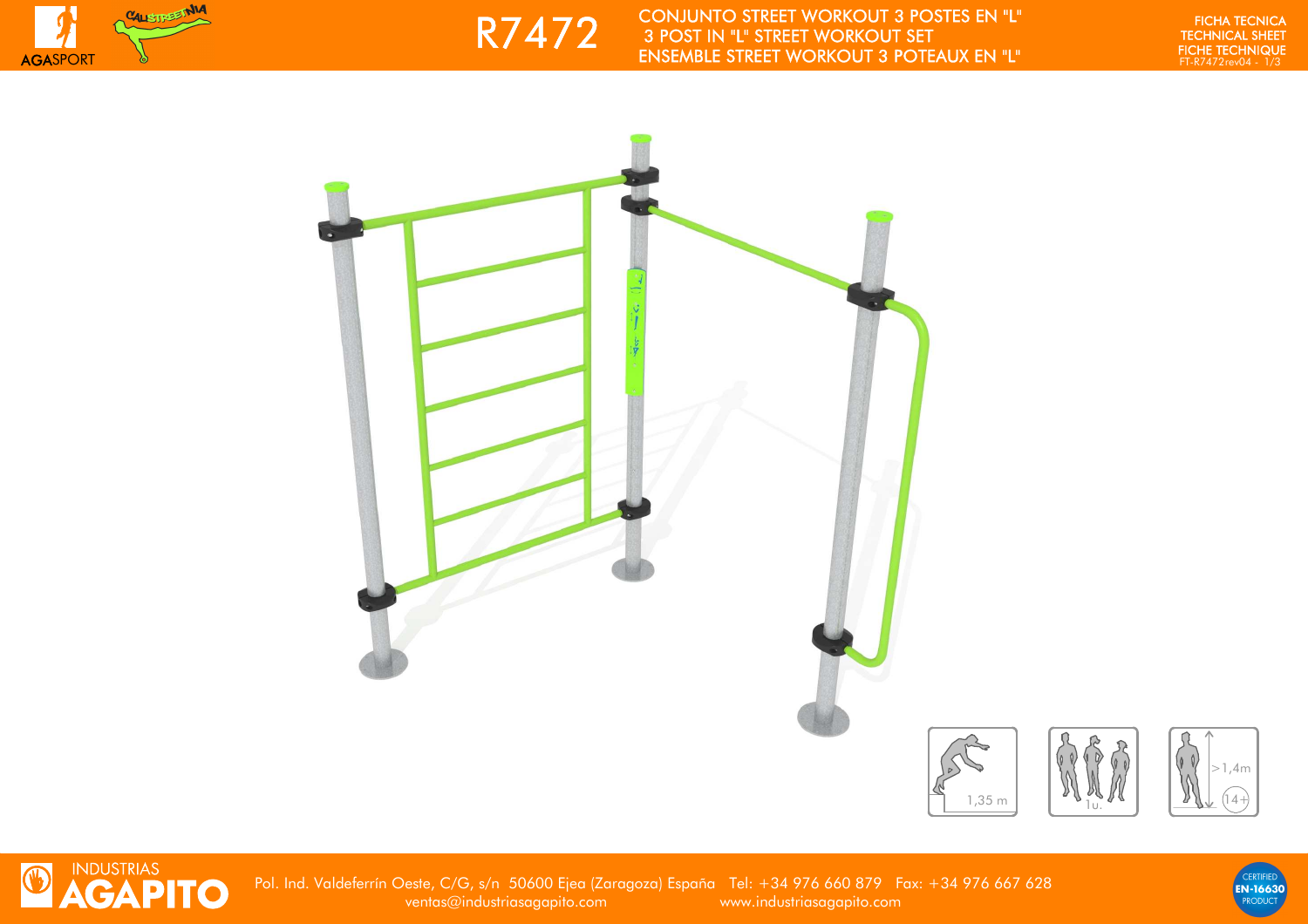# R7472

## CONJUNTO STREET WORKOUT 3 POSTES EN "L"
## 3 POST IN "L" STREET WORKOUT SET
## ENSEMBLE STREET WORKOUT 3 POTEAUX EN "L"

FICHA TECNICA
TECHNICAL SHEET
FICHE TECHNIQUE
FT-R7472rev04

1,35 m

1u.

>1,4m

14+

INDUSTRIAS AGAPITO

Pol. Ind. Valdeferrín Oeste, C/G, s/n 50600 Ejea (Zaragoza) España Tel: +34 976 660 879 Fax: +34 976 667 628
ventas@industriasagapito.com www.industriasagapito.com

CERTIFIED EN-16630 PRODUCT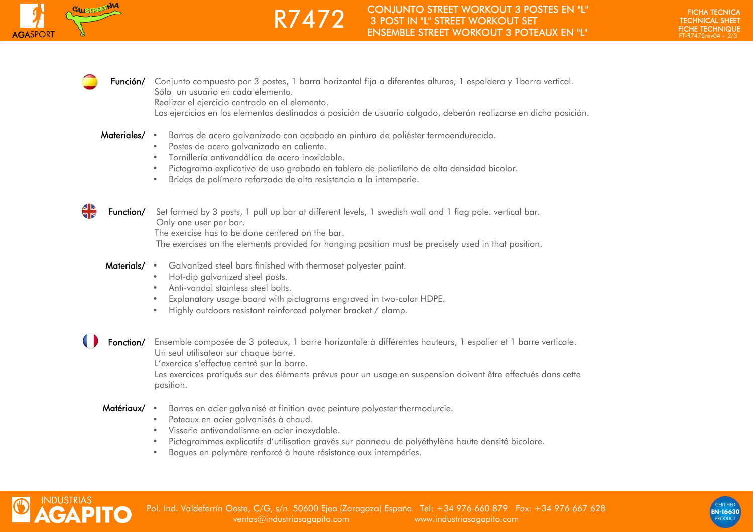**Función/** Conjunto compuesto por 3 postes, 1 barra horizontal fija a diferentes alturas, 1 espaldera y 1barra vertical.
Sólo un usuario en cada elemento.
Realizar el ejercicio centrado en el elemento.
Los ejercicios en los elementos destinados a posición de usuario colgado, deberán realizarse en dicha posición.

**Materiales/**

- Barras de acero galvanizado con acabado en pintura de poliéster termoendurecida.
- Postes de acero galvanizado en caliente.
- Tornillería antivandálica de acero inoxidable.
- Pictograma explicativo de uso grabado en tablero de polietileno de alta densidad bicolor.
- Bridas de polímero reforzado de alta resistencia a la intemperie.

**Function/** Set formed by 3 posts, 1 pull up bar at different levels, 1 swedish wall and 1 flag pole. vertical bar.
Only one user per bar.
The exercise has to be done centered on the bar.
The exercises on the elements provided for hanging position must be precisely used in that position.

**Materials/**

- Galvanized steel bars finished with thermoset polyester paint.
- Hot-dip galvanized steel posts.
- Anti-vandal stainless steel bolts.
- Explanatory usage board with pictograms engraved in two-color HDPE.
- Highly outdoors resistant reinforced polymer bracket / clamp.

**Fonction/** Ensemble composée de 3 poteaux, 1 barre horizontale à différentes hauteurs, 1 espalier et 1 barre verticale.
Un seul utilisateur sur chaque barre.
L’exercice s’effectue centré sur la barre.
Les exercices pratiqués sur des éléments prévus pour un usage en suspension doivent être effectués dans cette position.

**Matériaux/**

- Barres en acier galvanisé et finition avec peinture polyester thermodurcie.
- Poteaux en acier galvanisés à chaud.
- Visserie antivandalisme en acier inoxydable.
- Pictogrammes explicatifs d’utilisation gravés sur panneau de polyéthylène haute densité bicolore.
- Bagues en polymère renforcé à haute résistance aux intempéries.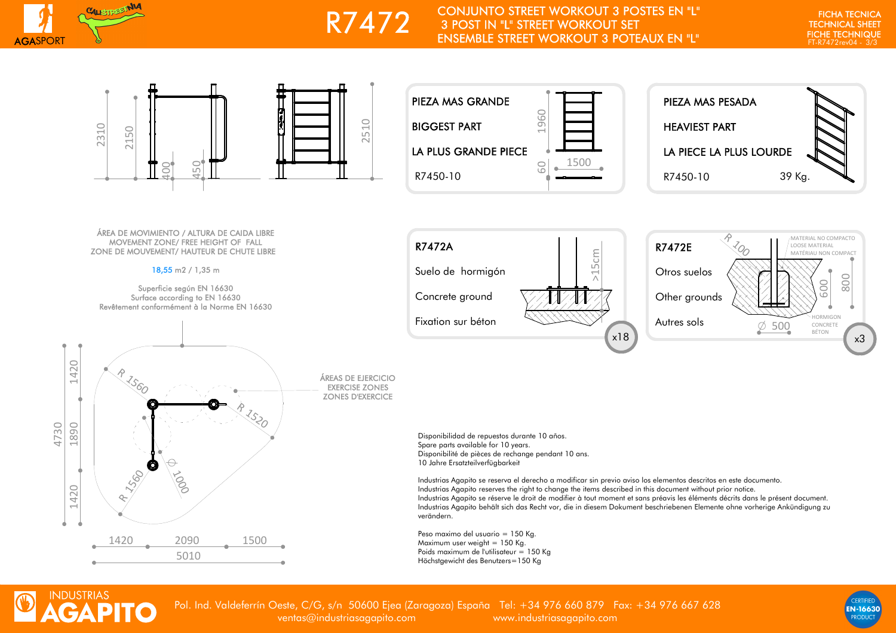# R7472

## CONJUNTO STREET WORKOUT 3 POSTES EN "L"
## 3 POST IN "L" STREET WORKOUT SET
## ENSEMBLE STREET WORKOUT 3 POTEAUX EN "L"

FICHA TECNICA
TECHNICAL SHEET
FICHE TECHNIQUE
FT-R7472rev04 - 3/3

2310
2150
400
450
2510

PIEZA MAS GRANDE

BIGGEST PART

LA PLUS GRANDE PIECE

R7450-10

1960
60
1500

PIEZA MAS PESADA

HEAVIEST PART

LA PIECE LA PLUS LOURDE

R7450-10 39 Kg.

ÁREA DE MOVIMIENTO / ALTURA DE CAIDA LIBRE
MOVEMENT ZONE/ FREE HEIGHT OF FALL
ZONE DE MOUVEMENT/ HAUTEUR DE CHUTE LIBRE

18,55 m2 / 1,35 m

Superficie según EN 16630
Surface according to EN 16630
Revêtement conformément à la Norme EN 16630

**R7472A**

Suelo de hormigón

Concrete ground

Fixation sur béton

>15cm

x18

**R7472E**

Otros suelos

Other grounds

Autres sols

R 100
MATERIAL NO COMPACTO
LOOSE MATERIAL
MATÉRIAU NON COMPACT
600
800
HORMIGON
CONCRETE
BÉTON
∅ 500

x3

R 1560
R 1520
R 1560
∅ 1000
1420
1890
1420
4730
1420 2090 1500
5010

ÁREAS DE EJERCICIO
EXERCISE ZONES
ZONES D'EXERCICE

Disponibilidad de repuestos durante 10 años.
Spare parts available for 10 years.
Disponibilité de pièces de rechange pendant 10 ans.
10 Jahre Ersatzteilverfügbarkeit

Industrias Agapito se reserva el derecho a modificar sin previo aviso los elementos descritos en este documento.
Industrias Agapito reserves the right to change the items described in this document without prior notice.
Industrias Agapito se réserve le droit de modifier à tout moment et sans préavis les éléments décrits dans le présent document.
Industrias Agapito behält sich das Recht vor, die in diesem Dokument beschriebenen Elemente ohne vorherige Ankündigung zu verändern.

Peso maximo del usuario = 150 Kg.
Maximum user weight = 150 Kg.
Poids maximum de l'utilisateur = 150 Kg
Höchstgewicht des Benutzers=150 Kg

INDUSTRIAS AGAPITO

Pol. Ind. Valdeferrín Oeste, C/G, s/n 50600 Ejea (Zaragoza) España Tel: +34 976 660 879 Fax: +34 976 667 628
ventas@industriasagapito.com www.industriasagapito.com

CERTIFIED EN-16630 PRODUCT